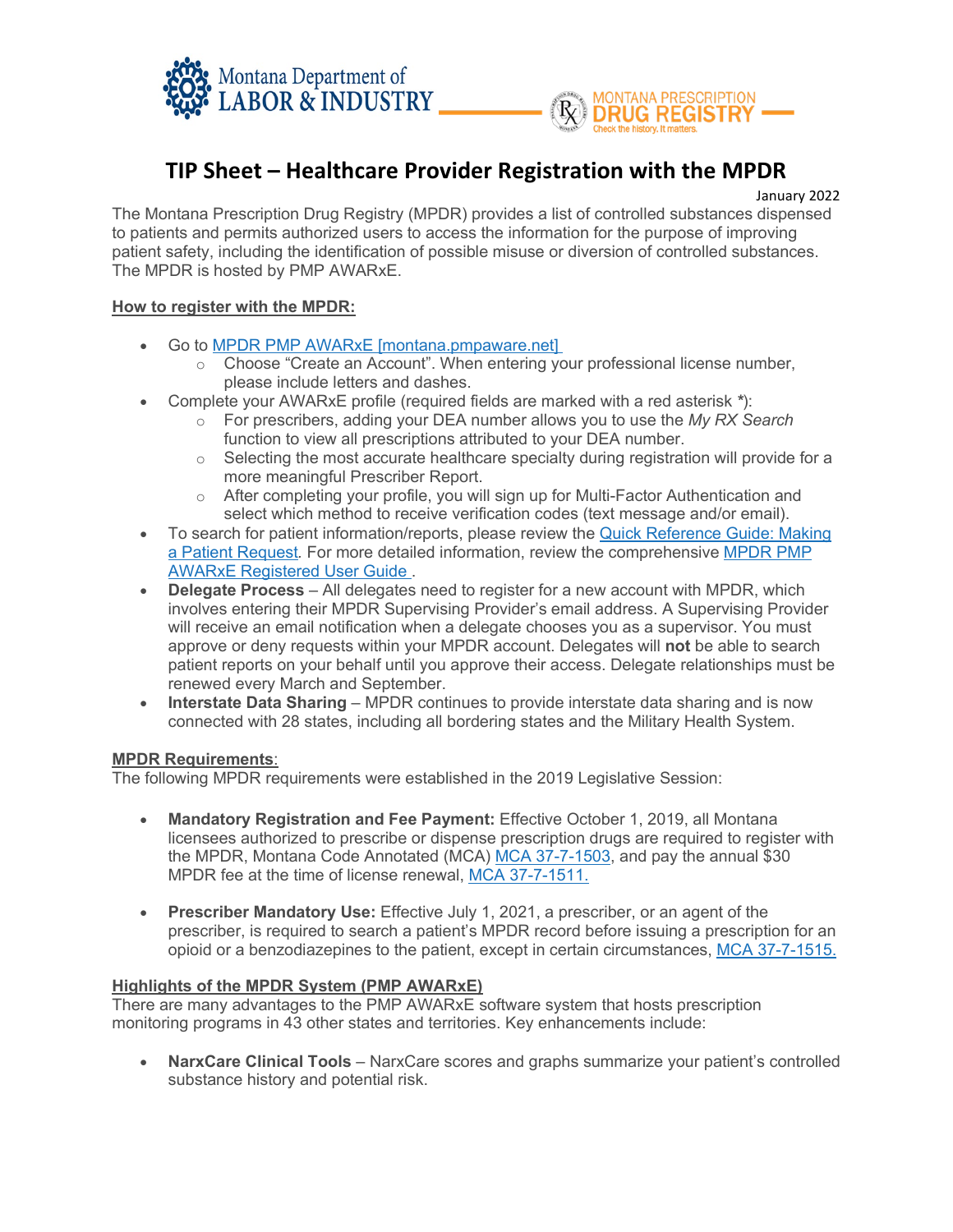Montana Department of LABOR & INDUSTRY

MONTANA PRESCRIPTION DRUG REGISTRY
Check the history. It matters.

# TIP Sheet – Healthcare Provider Registration with the MPDR

January 2022

The Montana Prescription Drug Registry (MPDR) provides a list of controlled substances dispensed to patients and permits authorized users to access the information for the purpose of improving patient safety, including the identification of possible misuse or diversion of controlled substances. The MPDR is hosted by PMP AWARxE.

## How to register with the MPDR:

- Go to [MPDR PMP AWARxE [montana.pmpaware.net]](montana.pmpaware.net)
  - Choose "Create an Account". When entering your professional license number, please include letters and dashes.
- Complete your AWARxE profile (required fields are marked with a red asterisk *):
  - For prescribers, adding your DEA number allows you to use the *My RX Search* function to view all prescriptions attributed to your DEA number.
  - Selecting the most accurate healthcare specialty during registration will provide for a more meaningful Prescriber Report.
  - After completing your profile, you will sign up for Multi-Factor Authentication and select which method to receive verification codes (text message and/or email).
- To search for patient information/reports, please review the Quick Reference Guide: Making a Patient Request*.* For more detailed information, review the comprehensive MPDR PMP AWARxE Registered User Guide .
- **Delegate Process** – All delegates need to register for a new account with MPDR, which involves entering their MPDR Supervising Provider's email address. A Supervising Provider will receive an email notification when a delegate chooses you as a supervisor. You must approve or deny requests within your MPDR account. Delegates will **not** be able to search patient reports on your behalf until you approve their access. Delegate relationships must be renewed every March and September.
- **Interstate Data Sharing** – MPDR continues to provide interstate data sharing and is now connected with 28 states, including all bordering states and the Military Health System.

## MPDR Requirements:

The following MPDR requirements were established in the 2019 Legislative Session:

- **Mandatory Registration and Fee Payment:** Effective October 1, 2019, all Montana licensees authorized to prescribe or dispense prescription drugs are required to register with the MPDR, Montana Code Annotated (MCA) MCA 37-7-1503, and pay the annual $30 MPDR fee at the time of license renewal, MCA 37-7-1511.

- **Prescriber Mandatory Use:** Effective July 1, 2021, a prescriber, or an agent of the prescriber, is required to search a patient's MPDR record before issuing a prescription for an opioid or a benzodiazepines to the patient, except in certain circumstances, MCA 37-7-1515.

## Highlights of the MPDR System (PMP AWARxE)

There are many advantages to the PMP AWARxE software system that hosts prescription monitoring programs in 43 other states and territories. Key enhancements include:

- **NarxCare Clinical Tools** – NarxCare scores and graphs summarize your patient's controlled substance history and potential risk.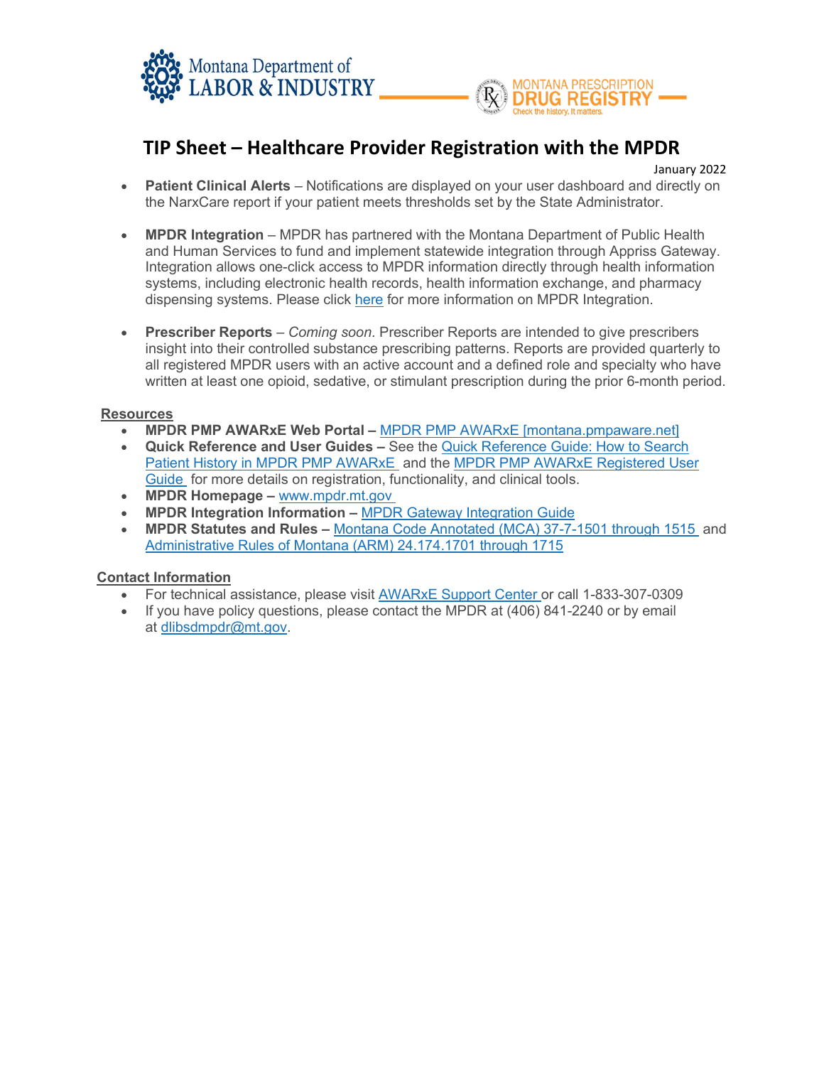# TIP Sheet – Healthcare Provider Registration with the MPDR

January 2022

- **Patient Clinical Alerts** – Notifications are displayed on your user dashboard and directly on the NarxCare report if your patient meets thresholds set by the State Administrator.

- **MPDR Integration** – MPDR has partnered with the Montana Department of Public Health and Human Services to fund and implement statewide integration through Appriss Gateway. Integration allows one-click access to MPDR information directly through health information systems, including electronic health records, health information exchange, and pharmacy dispensing systems. Please click here for more information on MPDR Integration.

- **Prescriber Reports** – *Coming soon*. Prescriber Reports are intended to give prescribers insight into their controlled substance prescribing patterns. Reports are provided quarterly to all registered MPDR users with an active account and a defined role and specialty who have written at least one opioid, sedative, or stimulant prescription during the prior 6-month period.

## Resources

- **MPDR PMP AWARxE Web Portal –** MPDR PMP AWARxE [montana.pmpaware.net]
- **Quick Reference and User Guides –** See the Quick Reference Guide: How to Search Patient History in MPDR PMP AWARxE and the MPDR PMP AWARxE Registered User Guide for more details on registration, functionality, and clinical tools.
- **MPDR Homepage –** www.mpdr.mt.gov
- **MPDR Integration Information –** MPDR Gateway Integration Guide
- **MPDR Statutes and Rules –** Montana Code Annotated (MCA) 37-7-1501 through 1515 and Administrative Rules of Montana (ARM) 24.174.1701 through 1715

## Contact Information

- For technical assistance, please visit AWARxE Support Center or call 1-833-307-0309
- If you have policy questions, please contact the MPDR at (406) 841-2240 or by email at dlibsdmpdr@mt.gov.